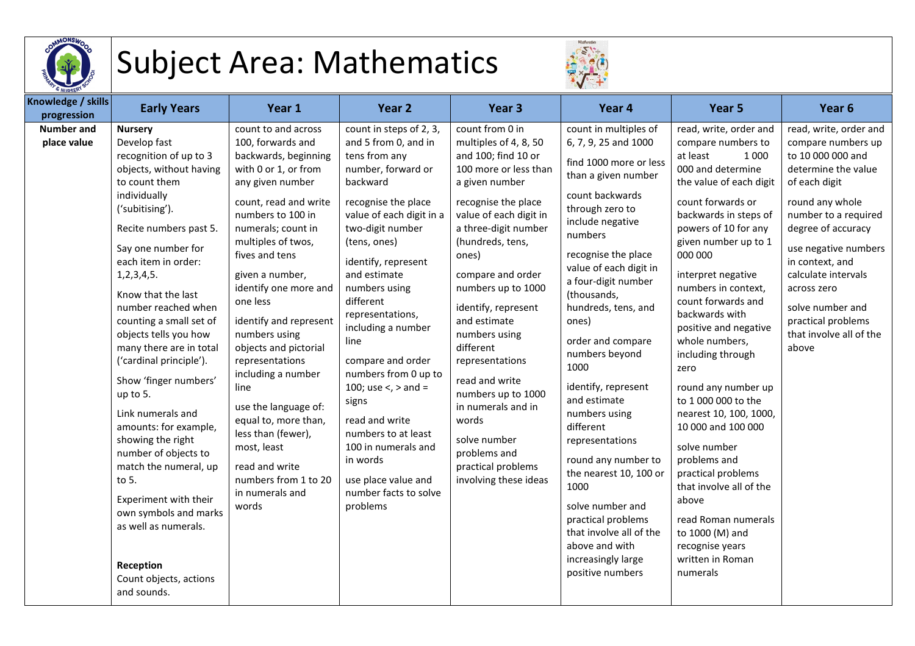# Subject Area: Mathematics

| Knowledge / skills progression | Early Years | Year 1 | Year 2 | Year 3 | Year 4 | Year 5 | Year 6 |
|---|---|---|---|---|---|---|---|
| **Number and place value** | **Nursery**<br>Develop fast recognition of up to 3 objects, without having to count them individually ('subitising').<br>Recite numbers past 5.<br>Say one number for each item in order: 1,2,3,4,5.<br>Know that the last number reached when counting a small set of objects tells you how many there are in total ('cardinal principle').<br>Show 'finger numbers' up to 5.<br>Link numerals and amounts: for example, showing the right number of objects to match the numeral, up to 5.<br>Experiment with their own symbols and marks as well as numerals.<br><br>**Reception**<br>Count objects, actions and sounds. | count to and across 100, forwards and backwards, beginning with 0 or 1, or from any given number<br>count, read and write numbers to 100 in numerals; count in multiples of twos, fives and tens<br>given a number, identify one more and one less<br>identify and represent numbers using objects and pictorial representations including a number line<br>use the language of: equal to, more than, less than (fewer), most, least<br>read and write numbers from 1 to 20 in numerals and words | count in steps of 2, 3, and 5 from 0, and in tens from any number, forward or backward<br>recognise the place value of each digit in a two-digit number (tens, ones)<br>identify, represent and estimate numbers using different representations, including a number line<br>compare and order numbers from 0 up to 100; use <, > and = signs<br>read and write numbers to at least 100 in numerals and in words<br>use place value and number facts to solve problems | count from 0 in multiples of 4, 8, 50 and 100; find 10 or 100 more or less than a given number<br>recognise the place value of each digit in a three-digit number (hundreds, tens, ones)<br>compare and order numbers up to 1000<br>identify, represent and estimate numbers using different representations<br>read and write numbers up to 1000 in numerals and in words<br>solve number problems and practical problems involving these ideas | count in multiples of 6, 7, 9, 25 and 1000<br>find 1000 more or less than a given number<br>count backwards through zero to include negative numbers<br>recognise the place value of each digit in a four-digit number (thousands, hundreds, tens, and ones)<br>order and compare numbers beyond 1000<br>identify, represent and estimate numbers using different representations<br>round any number to the nearest 10, 100 or 1000<br>solve number and practical problems that involve all of the above and with increasingly large positive numbers | read, write, order and compare numbers to at least 1 000 000 and determine the value of each digit<br>count forwards or backwards in steps of powers of 10 for any given number up to 1 000 000<br>interpret negative numbers in context, count forwards and backwards with positive and negative whole numbers, including through zero<br>round any number up to 1 000 000 to the nearest 10, 100, 1000, 10 000 and 100 000<br>solve number problems and practical problems that involve all of the above<br>read Roman numerals to 1000 (M) and recognise years written in Roman numerals | read, write, order and compare numbers up to 10 000 000 and determine the value of each digit<br>round any whole number to a required degree of accuracy<br>use negative numbers in context, and calculate intervals across zero<br>solve number and practical problems that involve all of the above |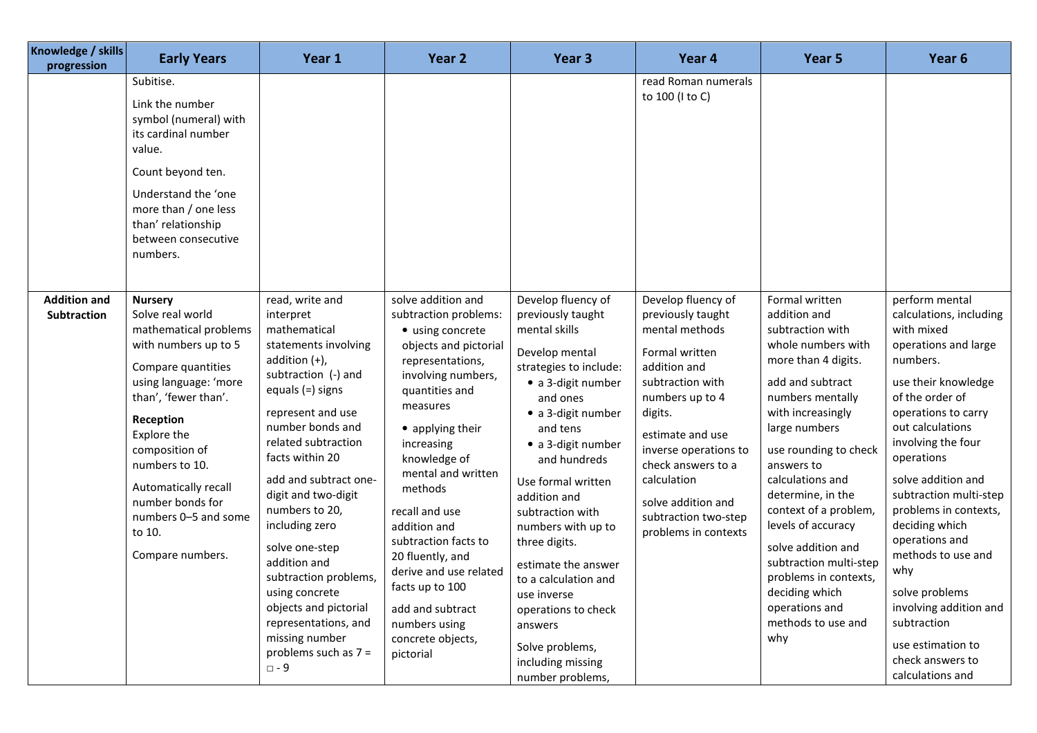| Knowledge / skills progression | Early Years | Year 1 | Year 2 | Year 3 | Year 4 | Year 5 | Year 6 |
|---|---|---|---|---|---|---|---|
| | Subitise.<br><br>Link the number symbol (numeral) with its cardinal number value.<br><br>Count beyond ten.<br><br>Understand the 'one more than / one less than' relationship between consecutive numbers. | | | | read Roman numerals to 100 (I to C) | | |
| **Addition and Subtraction** | **Nursery**<br>Solve real world mathematical problems with numbers up to 5<br><br>Compare quantities using language: 'more than', 'fewer than'.<br><br>**Reception**<br>Explore the composition of numbers to 10.<br><br>Automatically recall number bonds for numbers 0–5 and some to 10.<br><br>Compare numbers. | read, write and interpret mathematical statements involving addition (+), subtraction (-) and equals (=) signs<br><br>represent and use number bonds and related subtraction facts within 20<br><br>add and subtract one-digit and two-digit numbers to 20, including zero<br><br>solve one-step addition and subtraction problems, using concrete objects and pictorial representations, and missing number problems such as 7 = □ - 9 | solve addition and subtraction problems:<br>• using concrete objects and pictorial representations, involving numbers, quantities and measures<br>• applying their increasing knowledge of mental and written methods<br><br>recall and use addition and subtraction facts to 20 fluently, and derive and use related facts up to 100<br><br>add and subtract numbers using concrete objects, pictorial | Develop fluency of previously taught mental skills<br><br>Develop mental strategies to include:<br>• a 3-digit number and ones<br>• a 3-digit number and tens<br>• a 3-digit number and hundreds<br><br>Use formal written addition and subtraction with numbers with up to three digits.<br><br>estimate the answer to a calculation and use inverse operations to check answers<br><br>Solve problems, including missing number problems, | Develop fluency of previously taught mental methods<br><br>Formal written addition and subtraction with numbers up to 4 digits.<br><br>estimate and use inverse operations to check answers to a calculation<br><br>solve addition and subtraction two-step problems in contexts | Formal written addition and subtraction with whole numbers with more than 4 digits.<br><br>add and subtract numbers mentally with increasingly large numbers<br><br>use rounding to check answers to calculations and determine, in the context of a problem, levels of accuracy<br><br>solve addition and subtraction multi-step problems in contexts, deciding which operations and methods to use and why | perform mental calculations, including with mixed operations and large numbers.<br><br>use their knowledge of the order of operations to carry out calculations involving the four operations<br><br>solve addition and subtraction multi-step problems in contexts, deciding which operations and methods to use and why<br><br>solve problems involving addition and subtraction<br><br>use estimation to check answers to calculations and |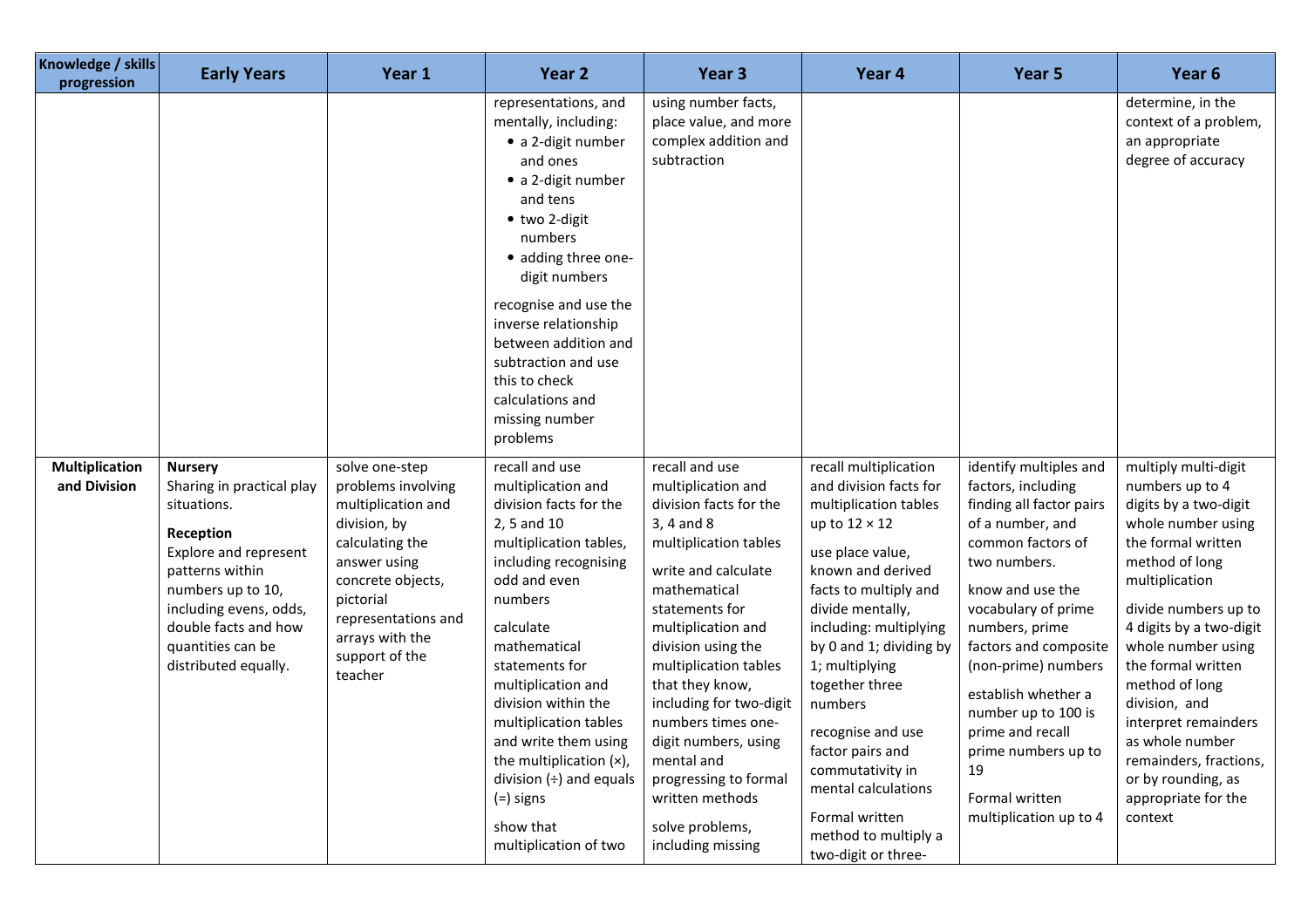| Knowledge / skills progression | Early Years | Year 1 | Year 2 | Year 3 | Year 4 | Year 5 | Year 6 |
|---|---|---|---|---|---|---|---|
| | | | representations, and mentally, including:<br>• a 2-digit number and ones<br>• a 2-digit number and tens<br>• two 2-digit numbers<br>• adding three one-digit numbers<br><br>recognise and use the inverse relationship between addition and subtraction and use this to check calculations and missing number problems | using number facts, place value, and more complex addition and subtraction | | | determine, in the context of a problem, an appropriate degree of accuracy |
| **Multiplication and Division** | **Nursery**<br>Sharing in practical play situations.<br><br>**Reception**<br>Explore and represent patterns within numbers up to 10, including evens, odds, double facts and how quantities can be distributed equally. | solve one-step problems involving multiplication and division, by calculating the answer using concrete objects, pictorial representations and arrays with the support of the teacher | recall and use multiplication and division facts for the 2, 5 and 10 multiplication tables, including recognising odd and even numbers<br><br>calculate mathematical statements for multiplication and division within the multiplication tables and write them using the multiplication (×), division (÷) and equals (=) signs<br><br>show that multiplication of two | recall and use multiplication and division facts for the 3, 4 and 8 multiplication tables<br><br>write and calculate mathematical statements for multiplication and division using the multiplication tables that they know, including for two-digit numbers times one-digit numbers, using mental and progressing to formal written methods<br><br>solve problems, including missing | recall multiplication and division facts for multiplication tables up to 12 × 12<br><br>use place value, known and derived facts to multiply and divide mentally, including: multiplying by 0 and 1; dividing by 1; multiplying together three numbers<br><br>recognise and use factor pairs and commutativity in mental calculations<br><br>Formal written method to multiply a two-digit or three- | identify multiples and factors, including finding all factor pairs of a number, and common factors of two numbers.<br><br>know and use the vocabulary of prime numbers, prime factors and composite (non-prime) numbers<br><br>establish whether a number up to 100 is prime and recall prime numbers up to 19<br><br>Formal written multiplication up to 4 | multiply multi-digit numbers up to 4 digits by a two-digit whole number using the formal written method of long multiplication<br><br>divide numbers up to 4 digits by a two-digit whole number using the formal written method of long division, and interpret remainders as whole number remainders, fractions, or by rounding, as appropriate for the context |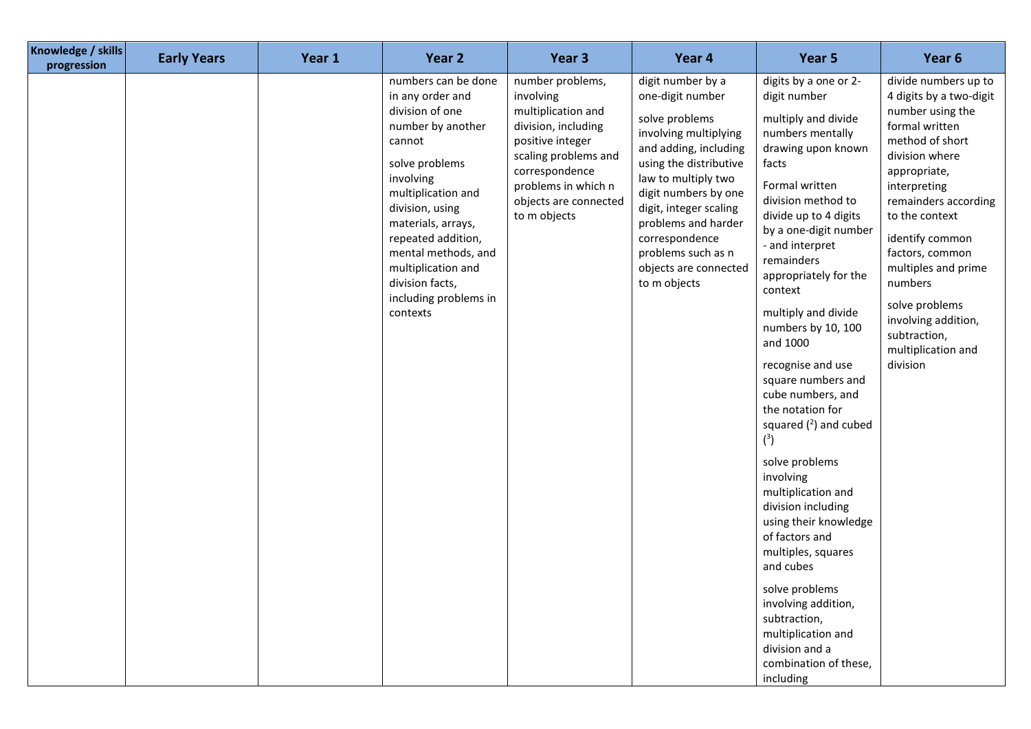| Knowledge / skills progression | Early Years | Year 1 | Year 2 | Year 3 | Year 4 | Year 5 | Year 6 |
|---|---|---|---|---|---|---|---|
| | | | numbers can be done in any order and division of one number by another cannot<br><br>solve problems involving multiplication and division, using materials, arrays, repeated addition, mental methods, and multiplication and division facts, including problems in contexts | number problems, involving multiplication and division, including positive integer scaling problems and correspondence problems in which n objects are connected to m objects | digit number by a one-digit number<br><br>solve problems involving multiplying and adding, including using the distributive law to multiply two digit numbers by one digit, integer scaling problems and harder correspondence problems such as n objects are connected to m objects | digits by a one or 2-digit number<br><br>multiply and divide numbers mentally drawing upon known facts<br><br>Formal written division method to divide up to 4 digits by a one-digit number - and interpret remainders appropriately for the context<br><br>multiply and divide numbers by 10, 100 and 1000<br><br>recognise and use square numbers and cube numbers, and the notation for squared ($^2$) and cubed ($^3$)<br><br>solve problems involving multiplication and division including using their knowledge of factors and multiples, squares and cubes<br><br>solve problems involving addition, subtraction, multiplication and division and a combination of these, including | divide numbers up to 4 digits by a two-digit number using the formal written method of short division where appropriate, interpreting remainders according to the context<br><br>identify common factors, common multiples and prime numbers<br><br>solve problems involving addition, subtraction, multiplication and division |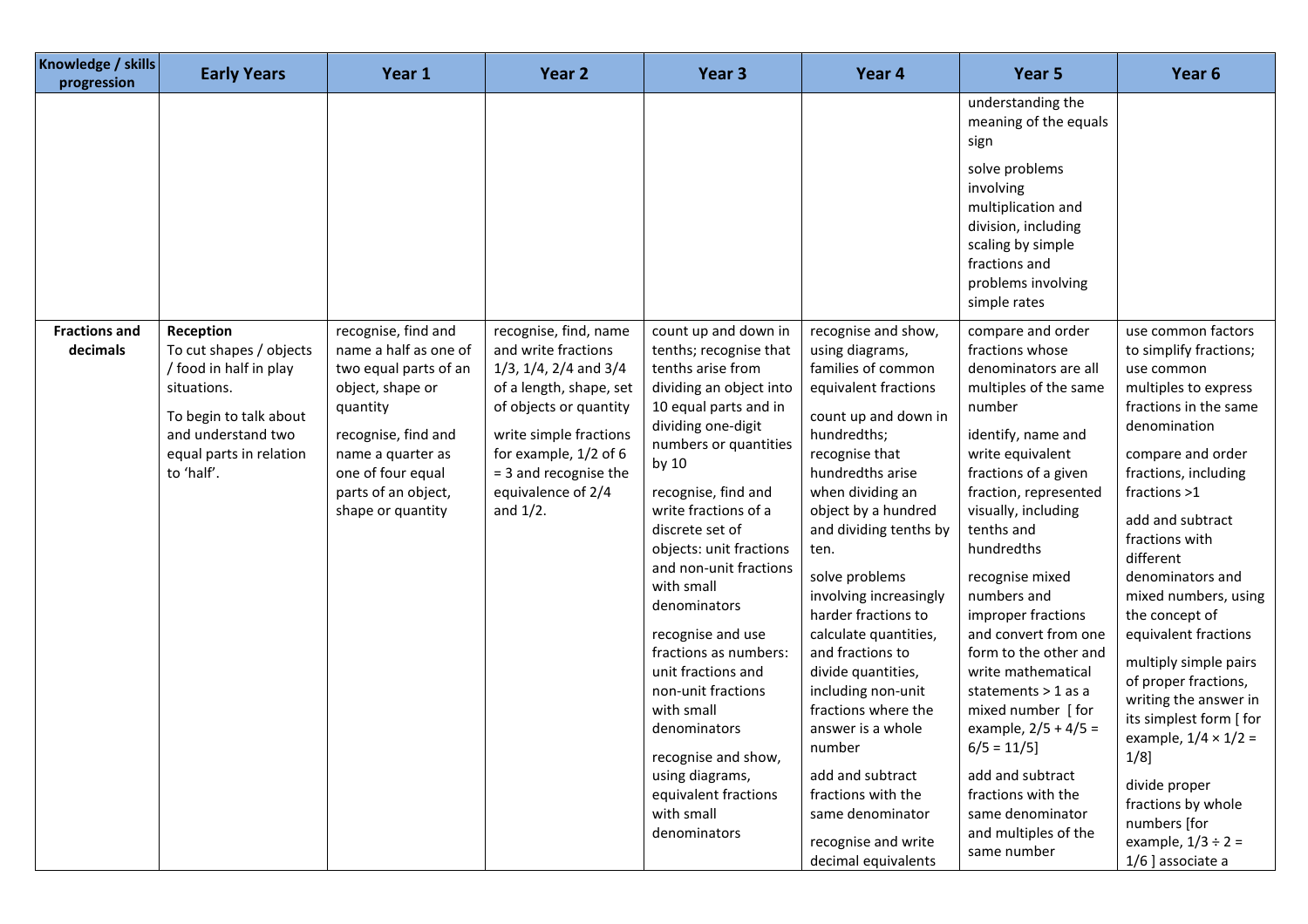| Knowledge / skills progression | Early Years | Year 1 | Year 2 | Year 3 | Year 4 | Year 5 | Year 6 |
|---|---|---|---|---|---|---|---|
| | | | | | | understanding the meaning of the equals sign<br><br>solve problems involving multiplication and division, including scaling by simple fractions and problems involving simple rates | |
| **Fractions and decimals** | **Reception**<br>To cut shapes / objects / food in half in play situations.<br><br>To begin to talk about and understand two equal parts in relation to 'half'. | recognise, find and name a half as one of two equal parts of an object, shape or quantity<br><br>recognise, find and name a quarter as one of four equal parts of an object, shape or quantity | recognise, find, name and write fractions 1/3, 1/4, 2/4 and 3/4 of a length, shape, set of objects or quantity<br><br>write simple fractions for example, 1/2 of 6 = 3 and recognise the equivalence of 2/4 and 1/2. | count up and down in tenths; recognise that tenths arise from dividing an object into 10 equal parts and in dividing one-digit numbers or quantities by 10<br><br>recognise, find and write fractions of a discrete set of objects: unit fractions and non-unit fractions with small denominators<br><br>recognise and use fractions as numbers: unit fractions and non-unit fractions with small denominators<br><br>recognise and show, using diagrams, equivalent fractions with small denominators | recognise and show, using diagrams, families of common equivalent fractions<br><br>count up and down in hundredths; recognise that hundredths arise when dividing an object by a hundred and dividing tenths by ten.<br><br>solve problems involving increasingly harder fractions to calculate quantities, and fractions to divide quantities, including non-unit fractions where the answer is a whole number<br><br>add and subtract fractions with the same denominator<br><br>recognise and write decimal equivalents | compare and order fractions whose denominators are all multiples of the same number<br><br>identify, name and write equivalent fractions of a given fraction, represented visually, including tenths and hundredths<br><br>recognise mixed numbers and improper fractions and convert from one form to the other and write mathematical statements > 1 as a mixed number [ for example, 2/5 + 4/5 = 6/5 = 11/5]<br><br>add and subtract fractions with the same denominator and multiples of the same number | use common factors to simplify fractions; use common multiples to express fractions in the same denomination<br><br>compare and order fractions, including fractions >1<br><br>add and subtract fractions with different denominators and mixed numbers, using the concept of equivalent fractions<br><br>multiply simple pairs of proper fractions, writing the answer in its simplest form [ for example, 1/4 × 1/2 = 1/8]<br><br>divide proper fractions by whole numbers [for example, 1/3 ÷ 2 = 1/6 ] associate a |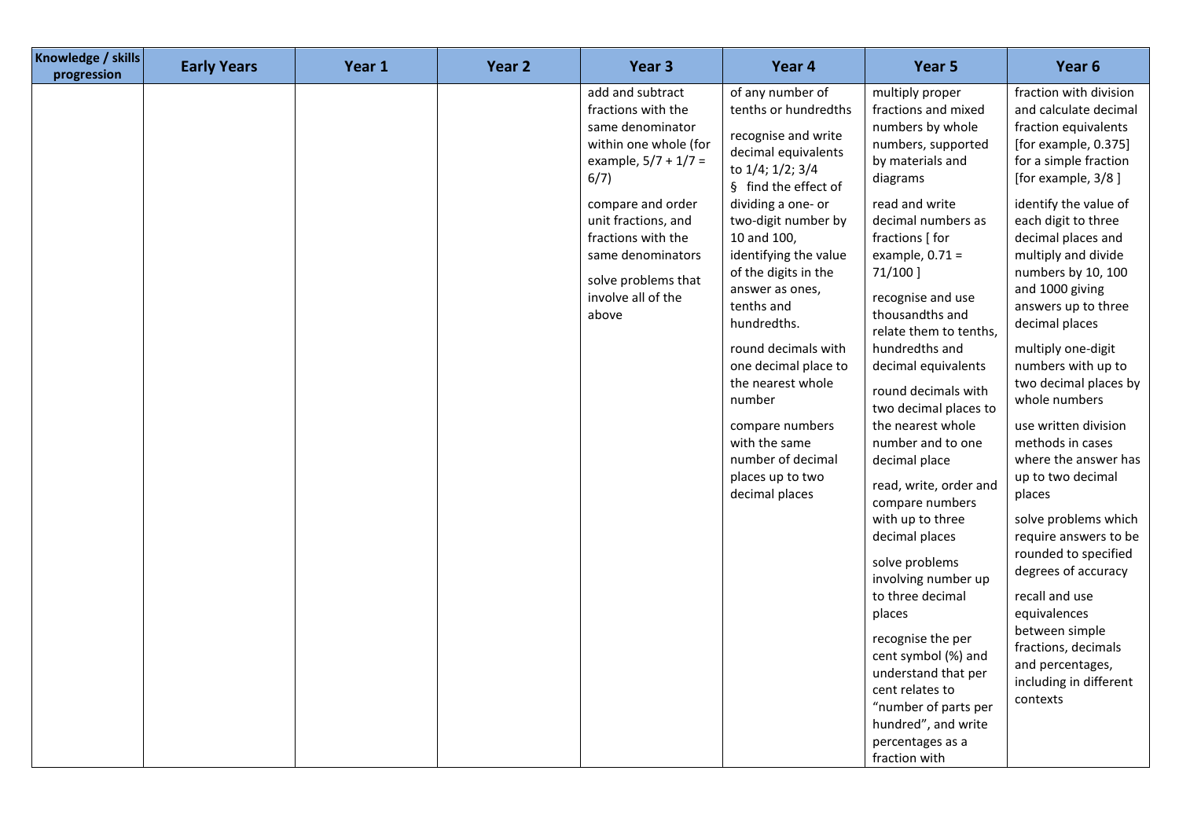| Knowledge / skills progression | Early Years | Year 1 | Year 2 | Year 3 | Year 4 | Year 5 | Year 6 |
|---|---|---|---|---|---|---|---|
| | | | | add and subtract fractions with the same denominator within one whole (for example, 5/7 + 1/7 = 6/7)<br><br>compare and order unit fractions, and fractions with the same denominators<br><br>solve problems that involve all of the above | of any number of tenths or hundredths<br><br>recognise and write decimal equivalents to 1/4; 1/2; 3/4<br>§ find the effect of dividing a one- or two-digit number by 10 and 100, identifying the value of the digits in the answer as ones, tenths and hundredths.<br><br>round decimals with one decimal place to the nearest whole number<br><br>compare numbers with the same number of decimal places up to two decimal places | multiply proper fractions and mixed numbers by whole numbers, supported by materials and diagrams<br><br>read and write decimal numbers as fractions [ for example, 0.71 = 71/100 ]<br><br>recognise and use thousandths and relate them to tenths, hundredths and decimal equivalents<br><br>round decimals with two decimal places to the nearest whole number and to one decimal place<br><br>read, write, order and compare numbers with up to three decimal places<br><br>solve problems involving number up to three decimal places<br><br>recognise the per cent symbol (%) and understand that per cent relates to "number of parts per hundred", and write percentages as a fraction with | fraction with division and calculate decimal fraction equivalents [for example, 0.375] for a simple fraction [for example, 3/8 ]<br><br>identify the value of each digit to three decimal places and multiply and divide numbers by 10, 100 and 1000 giving answers up to three decimal places<br><br>multiply one-digit numbers with up to two decimal places by whole numbers<br><br>use written division methods in cases where the answer has up to two decimal places<br><br>solve problems which require answers to be rounded to specified degrees of accuracy<br><br>recall and use equivalences between simple fractions, decimals and percentages, including in different contexts |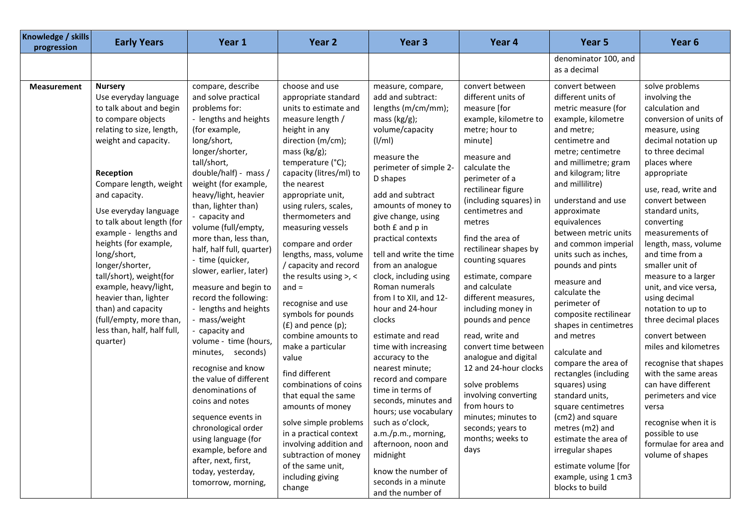| Knowledge / skills progression | Early Years | Year 1 | Year 2 | Year 3 | Year 4 | Year 5 | Year 6 |
|---|---|---|---|---|---|---|---|
| | | | | | | denominator 100, and as a decimal | |
| **Measurement** | **Nursery**<br>Use everyday language to talk about and begin to compare objects relating to size, length, weight and capacity.<br><br>**Reception**<br>Compare length, weight and capacity.<br><br>Use everyday language to talk about length (for example - lengths and heights (for example, long/short, longer/shorter, tall/short), weight(for example, heavy/light, heavier than, lighter than) and capacity (full/empty, more than, less than, half, half full, quarter) | compare, describe and solve practical problems for:<br>- lengths and heights (for example, long/short, longer/shorter, tall/short, double/half) - mass / weight (for example, heavy/light, heavier than, lighter than)<br>- capacity and volume (full/empty, more than, less than, half, half full, quarter)<br>- time (quicker, slower, earlier, later)<br><br>measure and begin to record the following:<br>- lengths and heights<br>- mass/weight<br>- capacity and volume - time (hours, minutes, seconds)<br><br>recognise and know the value of different denominations of coins and notes<br><br>sequence events in chronological order using language (for example, before and after, next, first, today, yesterday, tomorrow, morning, | choose and use appropriate standard units to estimate and measure length / height in any direction (m/cm); mass (kg/g); temperature (°C); capacity (litres/ml) to the nearest appropriate unit, using rulers, scales, thermometers and measuring vessels<br><br>compare and order lengths, mass, volume / capacity and record the results using >, < and =<br><br>recognise and use symbols for pounds (£) and pence (p); combine amounts to make a particular value<br><br>find different combinations of coins that equal the same amounts of money<br><br>solve simple problems in a practical context involving addition and subtraction of money of the same unit, including giving change | measure, compare, add and subtract: lengths (m/cm/mm); mass (kg/g); volume/capacity (l/ml)<br><br>measure the perimeter of simple 2-D shapes<br><br>add and subtract amounts of money to give change, using both £ and p in practical contexts<br><br>tell and write the time from an analogue clock, including using Roman numerals from I to XII, and 12-hour and 24-hour clocks<br><br>estimate and read time with increasing accuracy to the nearest minute; record and compare time in terms of seconds, minutes and hours; use vocabulary such as o'clock, a.m./p.m., morning, afternoon, noon and midnight<br><br>know the number of seconds in a minute and the number of | convert between different units of measure [for example, kilometre to metre; hour to minute]<br><br>measure and calculate the perimeter of a rectilinear figure (including squares) in centimetres and metres<br><br>find the area of rectilinear shapes by counting squares<br><br>estimate, compare and calculate different measures, including money in pounds and pence<br><br>read, write and convert time between analogue and digital 12 and 24-hour clocks<br><br>solve problems involving converting from hours to minutes; minutes to seconds; years to months; weeks to days | convert between different units of metric measure (for example, kilometre and metre; centimetre and metre; centimetre and millimetre; gram and kilogram; litre and millilitre)<br><br>understand and use approximate equivalences between metric units and common imperial units such as inches, pounds and pints<br><br>measure and calculate the perimeter of composite rectilinear shapes in centimetres and metres<br><br>calculate and compare the area of rectangles (including squares) using standard units, square centimetres (cm2) and square metres (m2) and estimate the area of irregular shapes<br><br>estimate volume [for example, using 1 cm3 blocks to build | solve problems involving the calculation and conversion of units of measure, using decimal notation up to three decimal places where appropriate<br><br>use, read, write and convert between standard units, converting measurements of length, mass, volume and time from a smaller unit of measure to a larger unit, and vice versa, using decimal notation to up to three decimal places<br><br>convert between miles and kilometres<br><br>recognise that shapes with the same areas can have different perimeters and vice versa<br><br>recognise when it is possible to use formulae for area and volume of shapes |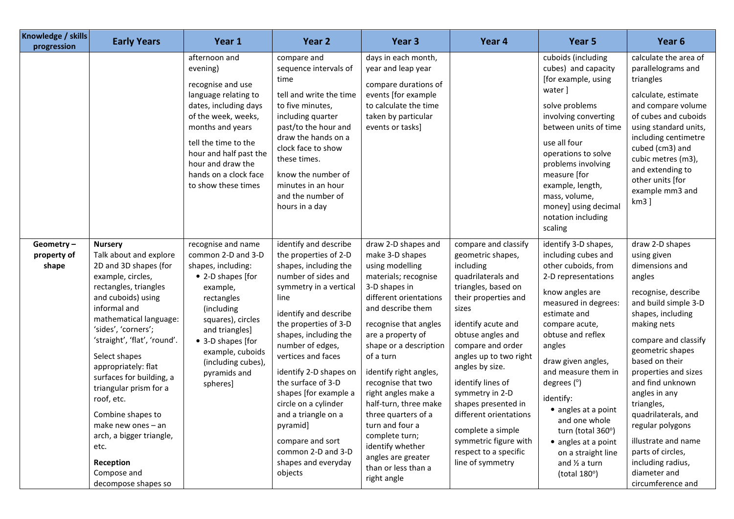| Knowledge / skills progression | Early Years | Year 1 | Year 2 | Year 3 | Year 4 | Year 5 | Year 6 |
|---|---|---|---|---|---|---|---|
| | | afternoon and evening)<br><br>recognise and use language relating to dates, including days of the week, weeks, months and years<br><br>tell the time to the hour and half past the hour and draw the hands on a clock face to show these times | compare and sequence intervals of time<br><br>tell and write the time to five minutes, including quarter past/to the hour and draw the hands on a clock face to show these times.<br><br>know the number of minutes in an hour and the number of hours in a day | days in each month, year and leap year<br><br>compare durations of events [for example to calculate the time taken by particular events or tasks] | | cuboids (including cubes) and capacity [for example, using water ]<br><br>solve problems involving converting between units of time<br><br>use all four operations to solve problems involving measure [for example, length, mass, volume, money] using decimal notation including scaling | calculate the area of parallelograms and triangles<br><br>calculate, estimate and compare volume of cubes and cuboids using standard units, including centimetre cubed (cm3) and cubic metres (m3), and extending to other units [for example mm3 and km3 ] |
| Geometry – property of shape | **Nursery**<br>Talk about and explore 2D and 3D shapes (for example, circles, rectangles, triangles and cuboids) using informal and mathematical language: 'sides', 'corners'; 'straight', 'flat', 'round'.<br><br>Select shapes appropriately: flat surfaces for building, a triangular prism for a roof, etc.<br><br>Combine shapes to make new ones – an arch, a bigger triangle, etc.<br><br>**Reception**<br>Compose and decompose shapes so | recognise and name common 2-D and 3-D shapes, including:<br>• 2-D shapes [for example, rectangles (including squares), circles and triangles]<br>• 3-D shapes [for example, cuboids (including cubes), pyramids and spheres] | identify and describe the properties of 2-D shapes, including the number of sides and symmetry in a vertical line<br><br>identify and describe the properties of 3-D shapes, including the number of edges, vertices and faces<br><br>identify 2-D shapes on the surface of 3-D shapes [for example a circle on a cylinder and a triangle on a pyramid]<br><br>compare and sort common 2-D and 3-D shapes and everyday objects | draw 2-D shapes and make 3-D shapes using modelling materials; recognise 3-D shapes in different orientations and describe them<br><br>recognise that angles are a property of shape or a description of a turn<br><br>identify right angles, recognise that two right angles make a half-turn, three make three quarters of a turn and four a complete turn; identify whether angles are greater than or less than a right angle | compare and classify geometric shapes, including quadrilaterals and triangles, based on their properties and sizes<br><br>identify acute and obtuse angles and compare and order angles up to two right angles by size.<br><br>identify lines of symmetry in 2-D shapes presented in different orientations<br><br>complete a simple symmetric figure with respect to a specific line of symmetry | identify 3-D shapes, including cubes and other cuboids, from 2-D representations<br><br>know angles are measured in degrees: estimate and compare acute, obtuse and reflex angles<br><br>draw given angles, and measure them in degrees ($^{o}$)<br><br>identify:<br>• angles at a point and one whole turn (total 360$^{o}$)<br>• angles at a point on a straight line and ½ a turn (total 180$^{o}$) | draw 2-D shapes using given dimensions and angles<br><br>recognise, describe and build simple 3-D shapes, including making nets<br><br>compare and classify geometric shapes based on their properties and sizes and find unknown angles in any triangles, quadrilaterals, and regular polygons<br><br>illustrate and name parts of circles, including radius, diameter and circumference and |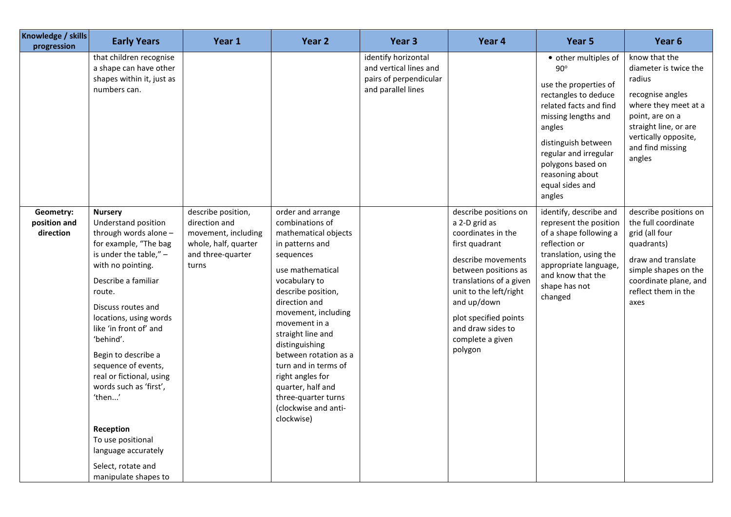| Knowledge / skills progression | Early Years | Year 1 | Year 2 | Year 3 | Year 4 | Year 5 | Year 6 |
|---|---|---|---|---|---|---|---|
| | that children recognise a shape can have other shapes within it, just as numbers can. | | | identify horizontal and vertical lines and pairs of perpendicular and parallel lines | | • other multiples of 90° <br><br> use the properties of rectangles to deduce related facts and find missing lengths and angles <br><br> distinguish between regular and irregular polygons based on reasoning about equal sides and angles | know that the diameter is twice the radius <br><br> recognise angles where they meet at a point, are on a straight line, or are vertically opposite, and find missing angles |
| **Geometry: position and direction** | **Nursery** <br> Understand position through words alone – for example, "The bag is under the table," – with no pointing. <br><br> Describe a familiar route. <br><br> Discuss routes and locations, using words like 'in front of' and 'behind'. <br><br> Begin to describe a sequence of events, real or fictional, using words such as 'first', 'then...' <br><br> **Reception** <br> To use positional language accurately <br><br> Select, rotate and manipulate shapes to | describe position, direction and movement, including whole, half, quarter and three-quarter turns | order and arrange combinations of mathematical objects in patterns and sequences <br><br> use mathematical vocabulary to describe position, direction and movement, including movement in a straight line and distinguishing between rotation as a turn and in terms of right angles for quarter, half and three-quarter turns (clockwise and anti-clockwise) | | describe positions on a 2-D grid as coordinates in the first quadrant <br><br> describe movements between positions as translations of a given unit to the left/right and up/down <br><br> plot specified points and draw sides to complete a given polygon | identify, describe and represent the position of a shape following a reflection or translation, using the appropriate language, and know that the shape has not changed | describe positions on the full coordinate grid (all four quadrants) <br><br> draw and translate simple shapes on the coordinate plane, and reflect them in the axes |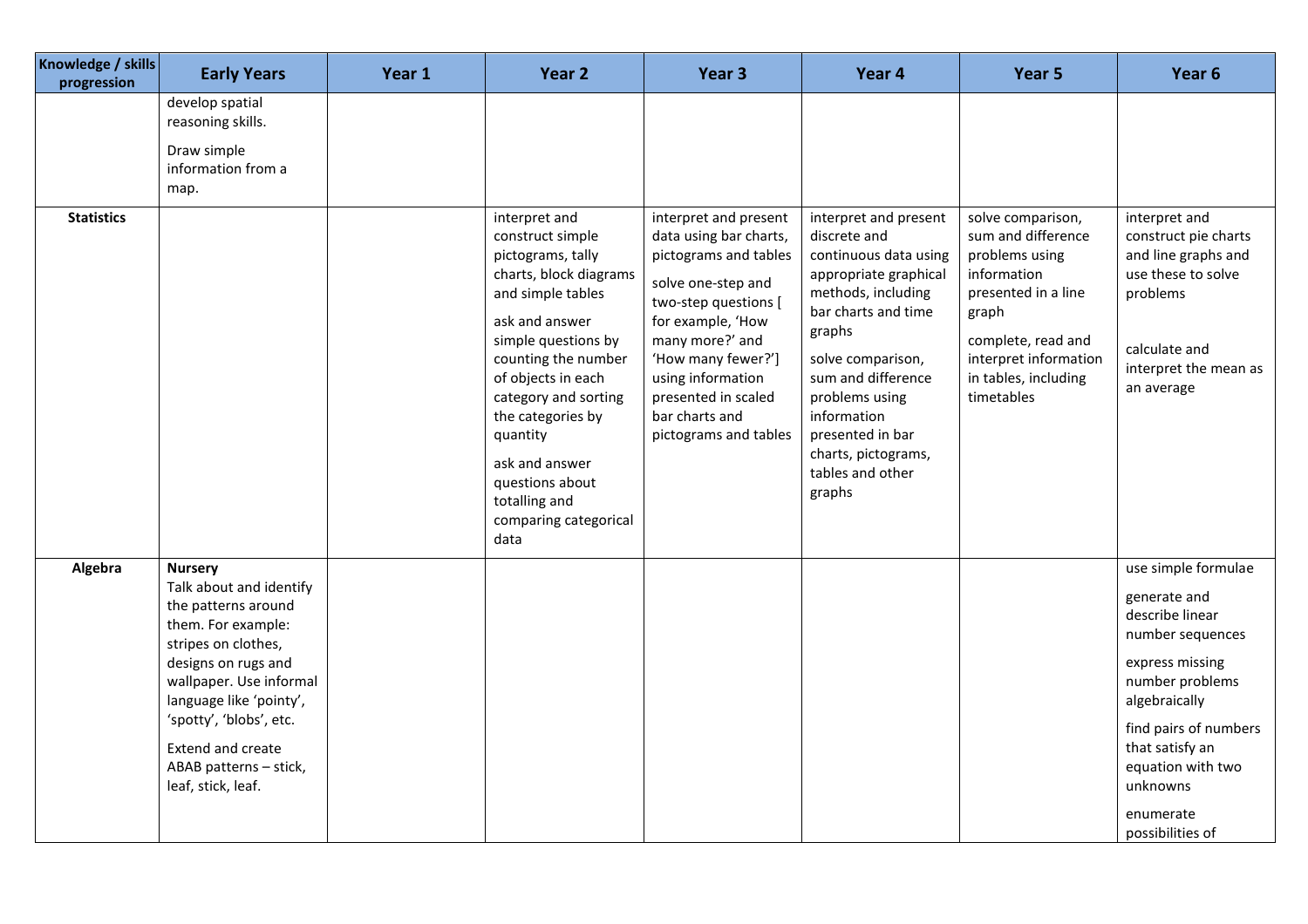| Knowledge / skills progression | Early Years | Year 1 | Year 2 | Year 3 | Year 4 | Year 5 | Year 6 |
| --- | --- | --- | --- | --- | --- | --- | --- |
| | develop spatial reasoning skills.<br>Draw simple information from a map. | | | | | | |
| **Statistics** | | | interpret and construct simple pictograms, tally charts, block diagrams and simple tables<br>ask and answer simple questions by counting the number of objects in each category and sorting the categories by quantity<br>ask and answer questions about totalling and comparing categorical data | interpret and present data using bar charts, pictograms and tables<br>solve one-step and two-step questions [ for example, 'How many more?' and 'How many fewer?'] using information presented in scaled bar charts and pictograms and tables | interpret and present discrete and continuous data using appropriate graphical methods, including bar charts and time graphs<br>solve comparison, sum and difference problems using information presented in bar charts, pictograms, tables and other graphs | solve comparison, sum and difference problems using information presented in a line graph<br>complete, read and interpret information in tables, including timetables | interpret and construct pie charts and line graphs and use these to solve problems<br>calculate and interpret the mean as an average |
| **Algebra** | **Nursery**<br>Talk about and identify the patterns around them. For example: stripes on clothes, designs on rugs and wallpaper. Use informal language like 'pointy', 'spotty', 'blobs', etc.<br>Extend and create ABAB patterns – stick, leaf, stick, leaf. | | | | | | use simple formulae<br>generate and describe linear number sequences<br>express missing number problems algebraically<br>find pairs of numbers that satisfy an equation with two unknowns<br>enumerate possibilities of |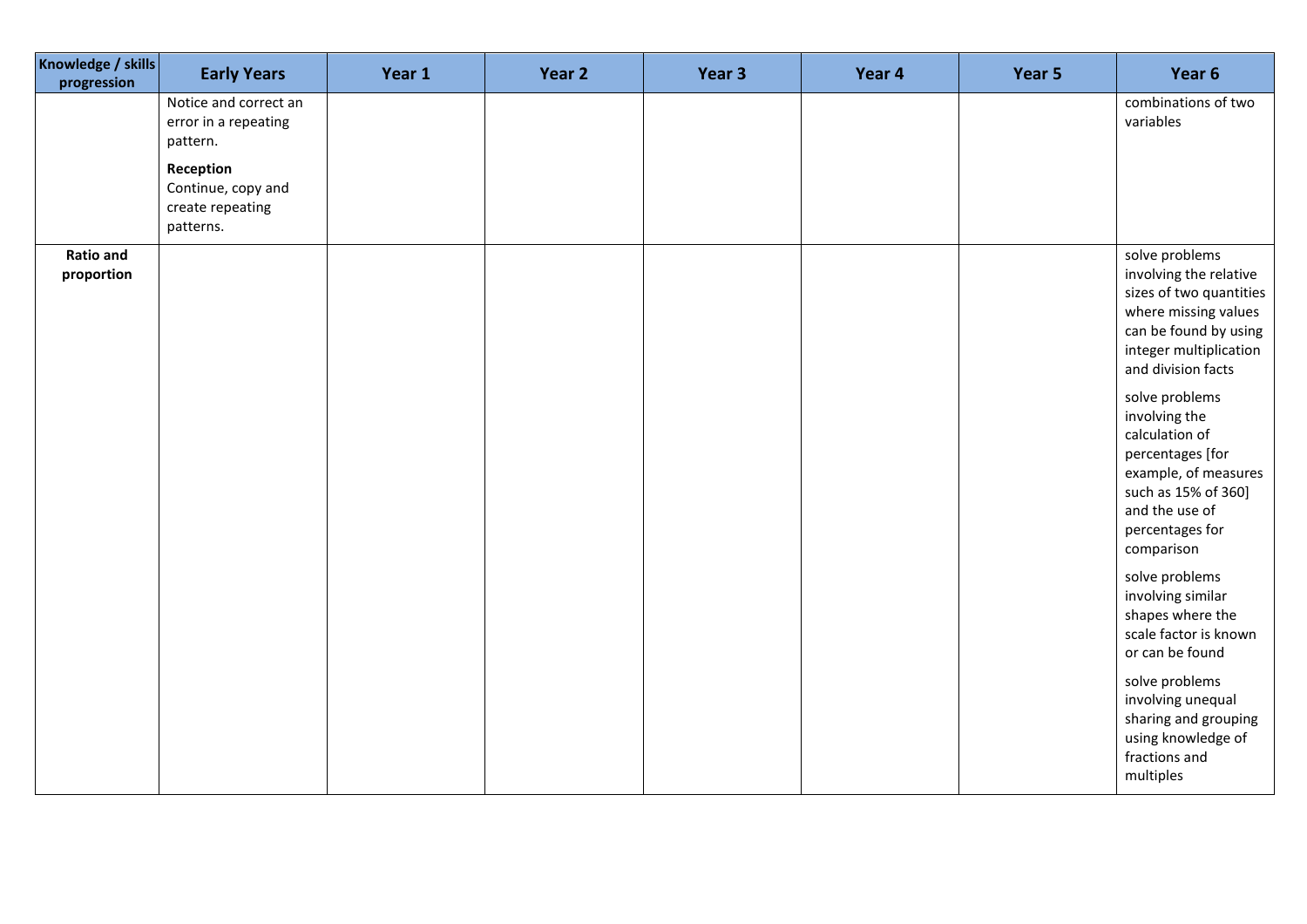| Knowledge / skills progression | Early Years | Year 1 | Year 2 | Year 3 | Year 4 | Year 5 | Year 6 |
|---|---|---|---|---|---|---|---|
| | Notice and correct an error in a repeating pattern.<br><br>**Reception**<br>Continue, copy and create repeating patterns. | | | | | | combinations of two variables |
| **Ratio and proportion** | | | | | | | solve problems involving the relative sizes of two quantities where missing values can be found by using integer multiplication and division facts<br><br>solve problems involving the calculation of percentages [for example, of measures such as 15% of 360] and the use of percentages for comparison<br><br>solve problems involving similar shapes where the scale factor is known or can be found<br><br>solve problems involving unequal sharing and grouping using knowledge of fractions and multiples |